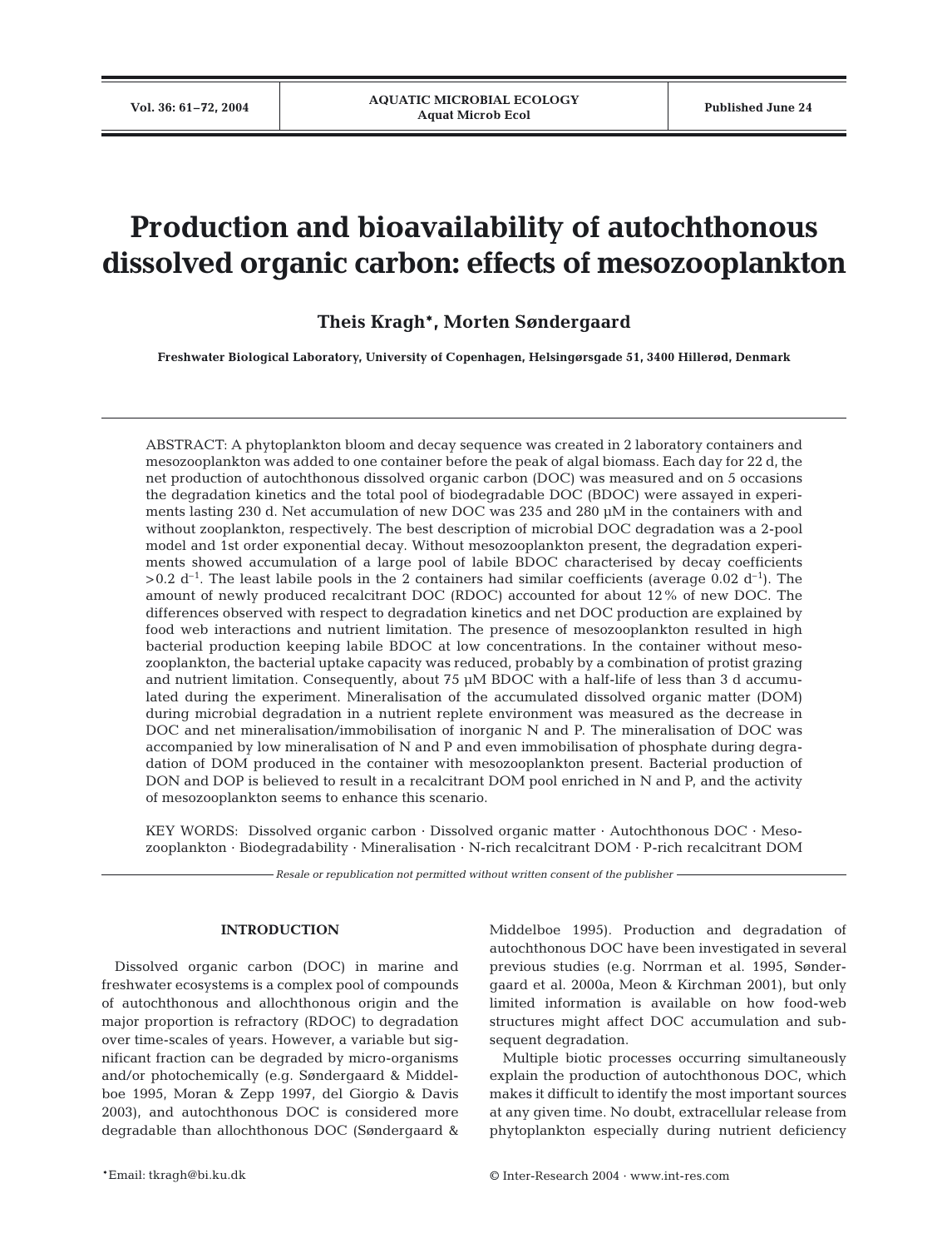# Production and bioavailability of autochthonous dissolved organic carbon: effects of mesozooplankton

**Theis Kragh*, Morten Søndergaard**

**Freshwater Biological Laboratory, University of Copenhagen, Helsingørsgade 51, 3400 Hillerød, Denmark**

ABSTRACT: A phytoplankton bloom and decay sequence was created in 2 laboratory containers and mesozooplankton was added to one container before the peak of algal biomass. Each day for 22 d, the net production of autochthonous dissolved organic carbon (DOC) was measured and on 5 occasions the degradation kinetics and the total pool of biodegradable DOC (BDOC) were assayed in experiments lasting 230 d. Net accumulation of new DOC was 235 and 280 µM in the containers with and without zooplankton, respectively. The best description of microbial DOC degradation was a 2-pool model and 1st order exponential decay. Without mesozooplankton present, the degradation experiments showed accumulation of a large pool of labile BDOC characterised by decay coefficients >0.2 d$^{-1}$. The least labile pools in the 2 containers had similar coefficients (average 0.02 d$^{-1}$). The amount of newly produced recalcitrant DOC (RDOC) accounted for about 12% of new DOC. The differences observed with respect to degradation kinetics and net DOC production are explained by food web interactions and nutrient limitation. The presence of mesozooplankton resulted in high bacterial production keeping labile BDOC at low concentrations. In the container without mesozooplankton, the bacterial uptake capacity was reduced, probably by a combination of protist grazing and nutrient limitation. Consequently, about 75 µM BDOC with a half-life of less than 3 d accumulated during the experiment. Mineralisation of the accumulated dissolved organic matter (DOM) during microbial degradation in a nutrient replete environment was measured as the decrease in DOC and net mineralisation/immobilisation of inorganic N and P. The mineralisation of DOC was accompanied by low mineralisation of N and P and even immobilisation of phosphate during degradation of DOM produced in the container with mesozooplankton present. Bacterial production of DON and DOP is believed to result in a recalcitrant DOM pool enriched in N and P, and the activity of mesozooplankton seems to enhance this scenario.

KEY WORDS: Dissolved organic carbon · Dissolved organic matter · Autochthonous DOC · Mesozooplankton · Biodegradability · Mineralisation · N-rich recalcitrant DOM · P-rich recalcitrant DOM

*Resale or republication not permitted without written consent of the publisher*

## INTRODUCTION

Dissolved organic carbon (DOC) in marine and freshwater ecosystems is a complex pool of compounds of autochthonous and allochthonous origin and the major proportion is refractory (RDOC) to degradation over time-scales of years. However, a variable but significant fraction can be degraded by micro-organisms and/or photochemically (e.g. Søndergaard & Middelboe 1995, Moran & Zepp 1997, del Giorgio & Davis 2003), and autochthonous DOC is considered more degradable than allochthonous DOC (Søndergaard & Middelboe 1995). Production and degradation of autochthonous DOC have been investigated in several previous studies (e.g. Norrman et al. 1995, Søndergaard et al. 2000a, Meon & Kirchman 2001), but only limited information is available on how food-web structures might affect DOC accumulation and subsequent degradation.

Multiple biotic processes occurring simultaneously explain the production of autochthonous DOC, which makes it difficult to identify the most important sources at any given time. No doubt, extracellular release from phytoplankton especially during nutrient deficiency

*Email: tkragh@bi.ku.dk

© Inter-Research 2004 · www.int-res.com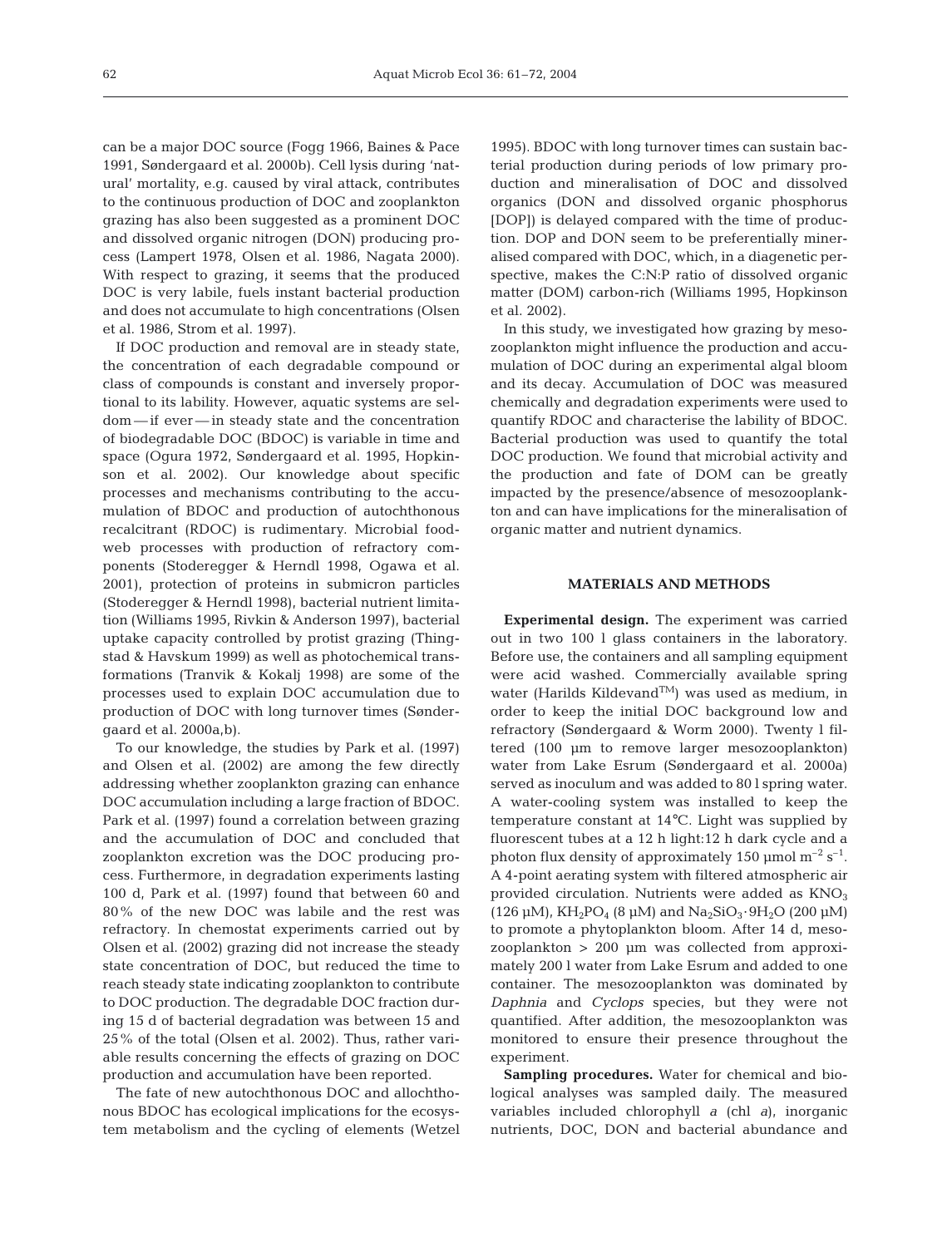can be a major DOC source (Fogg 1966, Baines & Pace 1991, Søndergaard et al. 2000b). Cell lysis during 'natural' mortality, e.g. caused by viral attack, contributes to the continuous production of DOC and zooplankton grazing has also been suggested as a prominent DOC and dissolved organic nitrogen (DON) producing process (Lampert 1978, Olsen et al. 1986, Nagata 2000). With respect to grazing, it seems that the produced DOC is very labile, fuels instant bacterial production and does not accumulate to high concentrations (Olsen et al. 1986, Strom et al. 1997).

If DOC production and removal are in steady state, the concentration of each degradable compound or class of compounds is constant and inversely proportional to its lability. However, aquatic systems are seldom — if ever — in steady state and the concentration of biodegradable DOC (BDOC) is variable in time and space (Ogura 1972, Søndergaard et al. 1995, Hopkinson et al. 2002). Our knowledge about specific processes and mechanisms contributing to the accumulation of BDOC and production of autochthonous recalcitrant (RDOC) is rudimentary. Microbial food-web processes with production of refractory components (Stoderegger & Herndl 1998, Ogawa et al. 2001), protection of proteins in submicron particles (Stoderegger & Herndl 1998), bacterial nutrient limitation (Williams 1995, Rivkin & Anderson 1997), bacterial uptake capacity controlled by protist grazing (Thingstad & Havskum 1999) as well as photochemical transformations (Tranvik & Kokalj 1998) are some of the processes used to explain DOC accumulation due to production of DOC with long turnover times (Søndergaard et al. 2000a,b).

To our knowledge, the studies by Park et al. (1997) and Olsen et al. (2002) are among the few directly addressing whether zooplankton grazing can enhance DOC accumulation including a large fraction of BDOC. Park et al. (1997) found a correlation between grazing and the accumulation of DOC and concluded that zooplankton excretion was the DOC producing process. Furthermore, in degradation experiments lasting 100 d, Park et al. (1997) found that between 60 and 80% of the new DOC was labile and the rest was refractory. In chemostat experiments carried out by Olsen et al. (2002) grazing did not increase the steady state concentration of DOC, but reduced the time to reach steady state indicating zooplankton to contribute to DOC production. The degradable DOC fraction during 15 d of bacterial degradation was between 15 and 25% of the total (Olsen et al. 2002). Thus, rather variable results concerning the effects of grazing on DOC production and accumulation have been reported.

The fate of new autochthonous DOC and allochthonous BDOC has ecological implications for the ecosystem metabolism and the cycling of elements (Wetzel 1995). BDOC with long turnover times can sustain bacterial production during periods of low primary production and mineralisation of DOC and dissolved organics (DON and dissolved organic phosphorus [DOP]) is delayed compared with the time of production. DOP and DON seem to be preferentially mineralised compared with DOC, which, in a diagenetic perspective, makes the C:N:P ratio of dissolved organic matter (DOM) carbon-rich (Williams 1995, Hopkinson et al. 2002).

In this study, we investigated how grazing by mesozooplankton might influence the production and accumulation of DOC during an experimental algal bloom and its decay. Accumulation of DOC was measured chemically and degradation experiments were used to quantify RDOC and characterise the lability of BDOC. Bacterial production was used to quantify the total DOC production. We found that microbial activity and the production and fate of DOM can be greatly impacted by the presence/absence of mesozooplankton and can have implications for the mineralisation of organic matter and nutrient dynamics.

## MATERIALS AND METHODS

**Experimental design.** The experiment was carried out in two 100 l glass containers in the laboratory. Before use, the containers and all sampling equipment were acid washed. Commercially available spring water (Harilds Kildevand™) was used as medium, in order to keep the initial DOC background low and refractory (Søndergaard & Worm 2000). Twenty l filtered (100 µm to remove larger mesozooplankton) water from Lake Esrum (Søndergaard et al. 2000a) served as inoculum and was added to 80 l spring water. A water-cooling system was installed to keep the temperature constant at 14°C. Light was supplied by fluorescent tubes at a 12 h light:12 h dark cycle and a photon flux density of approximately 150 µmol $m^{-2}$ $s^{-1}$. A 4-point aerating system with filtered atmospheric air provided circulation. Nutrients were added as $KNO_3$ (126 µM), $KH_2PO_4$ (8 µM) and $Na_2SiO_3 \cdot 9H_2O$ (200 µM) to promote a phytoplankton bloom. After 14 d, mesozooplankton > 200 µm was collected from approximately 200 l water from Lake Esrum and added to one container. The mesozooplankton was dominated by *Daphnia* and *Cyclops* species, but they were not quantified. After addition, the mesozooplankton was monitored to ensure their presence throughout the experiment.

**Sampling procedures.** Water for chemical and biological analyses was sampled daily. The measured variables included chlorophyll *a* (chl *a*), inorganic nutrients, DOC, DON and bacterial abundance and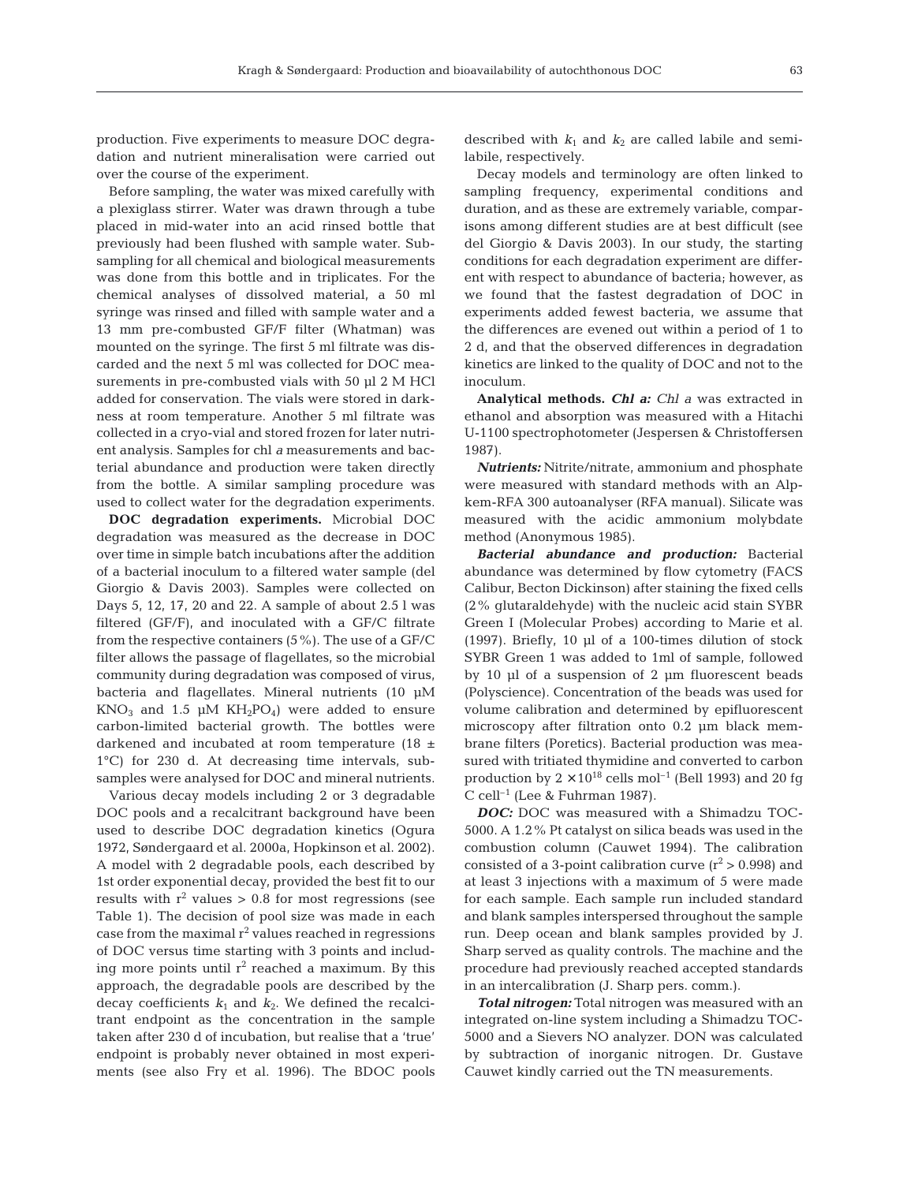production. Five experiments to measure DOC degradation and nutrient mineralisation were carried out over the course of the experiment.

Before sampling, the water was mixed carefully with a plexiglass stirrer. Water was drawn through a tube placed in mid-water into an acid rinsed bottle that previously had been flushed with sample water. Subsampling for all chemical and biological measurements was done from this bottle and in triplicates. For the chemical analyses of dissolved material, a 50 ml syringe was rinsed and filled with sample water and a 13 mm pre-combusted GF/F filter (Whatman) was mounted on the syringe. The first 5 ml filtrate was discarded and the next 5 ml was collected for DOC measurements in pre-combusted vials with 50 µl 2 M HCl added for conservation. The vials were stored in darkness at room temperature. Another 5 ml filtrate was collected in a cryo-vial and stored frozen for later nutrient analysis. Samples for chl *a* measurements and bacterial abundance and production were taken directly from the bottle. A similar sampling procedure was used to collect water for the degradation experiments.

**DOC degradation experiments.** Microbial DOC degradation was measured as the decrease in DOC over time in simple batch incubations after the addition of a bacterial inoculum to a filtered water sample (del Giorgio & Davis 2003). Samples were collected on Days 5, 12, 17, 20 and 22. A sample of about 2.5 l was filtered (GF/F), and inoculated with a GF/C filtrate from the respective containers (5%). The use of a GF/C filter allows the passage of flagellates, so the microbial community during degradation was composed of virus, bacteria and flagellates. Mineral nutrients (10 µM $KNO_3$ and 1.5 µM $KH_2PO_4$) were added to ensure carbon-limited bacterial growth. The bottles were darkened and incubated at room temperature (18 ± 1°C) for 230 d. At decreasing time intervals, subsamples were analysed for DOC and mineral nutrients.

Various decay models including 2 or 3 degradable DOC pools and a recalcitrant background have been used to describe DOC degradation kinetics (Ogura 1972, Søndergaard et al. 2000a, Hopkinson et al. 2002). A model with 2 degradable pools, each described by 1st order exponential decay, provided the best fit to our results with $r^2$ values > 0.8 for most regressions (see Table 1). The decision of pool size was made in each case from the maximal $r^2$ values reached in regressions of DOC versus time starting with 3 points and including more points until $r^2$ reached a maximum. By this approach, the degradable pools are described by the decay coefficients $k_1$ and $k_2$. We defined the recalcitrant endpoint as the concentration in the sample taken after 230 d of incubation, but realise that a 'true' endpoint is probably never obtained in most experiments (see also Fry et al. 1996). The BDOC pools described with $k_1$ and $k_2$ are called labile and semilabile, respectively.

Decay models and terminology are often linked to sampling frequency, experimental conditions and duration, and as these are extremely variable, comparisons among different studies are at best difficult (see del Giorgio & Davis 2003). In our study, the starting conditions for each degradation experiment are different with respect to abundance of bacteria; however, as we found that the fastest degradation of DOC in experiments added fewest bacteria, we assume that the differences are evened out within a period of 1 to 2 d, and that the observed differences in degradation kinetics are linked to the quality of DOC and not to the inoculum.

**Analytical methods.** ***Chl a:*** *Chl a* was extracted in ethanol and absorption was measured with a Hitachi U-1100 spectrophotometer (Jespersen & Christoffersen 1987).

***Nutrients:*** Nitrite/nitrate, ammonium and phosphate were measured with standard methods with an Alpkem-RFA 300 autoanalyser (RFA manual). Silicate was measured with the acidic ammonium molybdate method (Anonymous 1985).

***Bacterial abundance and production:*** Bacterial abundance was determined by flow cytometry (FACS Calibur, Becton Dickinson) after staining the fixed cells (2% glutaraldehyde) with the nucleic acid stain SYBR Green I (Molecular Probes) according to Marie et al. (1997). Briefly, 10 µl of a 100-times dilution of stock SYBR Green 1 was added to 1ml of sample, followed by 10 µl of a suspension of 2 µm fluorescent beads (Polyscience). Concentration of the beads was used for volume calibration and determined by epifluorescent microscopy after filtration onto 0.2 µm black membrane filters (Poretics). Bacterial production was measured with tritiated thymidine and converted to carbon production by $2 \times 10^{18}$ cells mol$^{-1}$ (Bell 1993) and 20 fg C cell$^{-1}$ (Lee & Fuhrman 1987).

***DOC:*** DOC was measured with a Shimadzu TOC-5000. A 1.2% Pt catalyst on silica beads was used in the combustion column (Cauwet 1994). The calibration consisted of a 3-point calibration curve ($r^2$ > 0.998) and at least 3 injections with a maximum of 5 were made for each sample. Each sample run included standard and blank samples interspersed throughout the sample run. Deep ocean and blank samples provided by J. Sharp served as quality controls. The machine and the procedure had previously reached accepted standards in an intercalibration (J. Sharp pers. comm.).

***Total nitrogen:*** Total nitrogen was measured with an integrated on-line system including a Shimadzu TOC-5000 and a Sievers NO analyzer. DON was calculated by subtraction of inorganic nitrogen. Dr. Gustave Cauwet kindly carried out the TN measurements.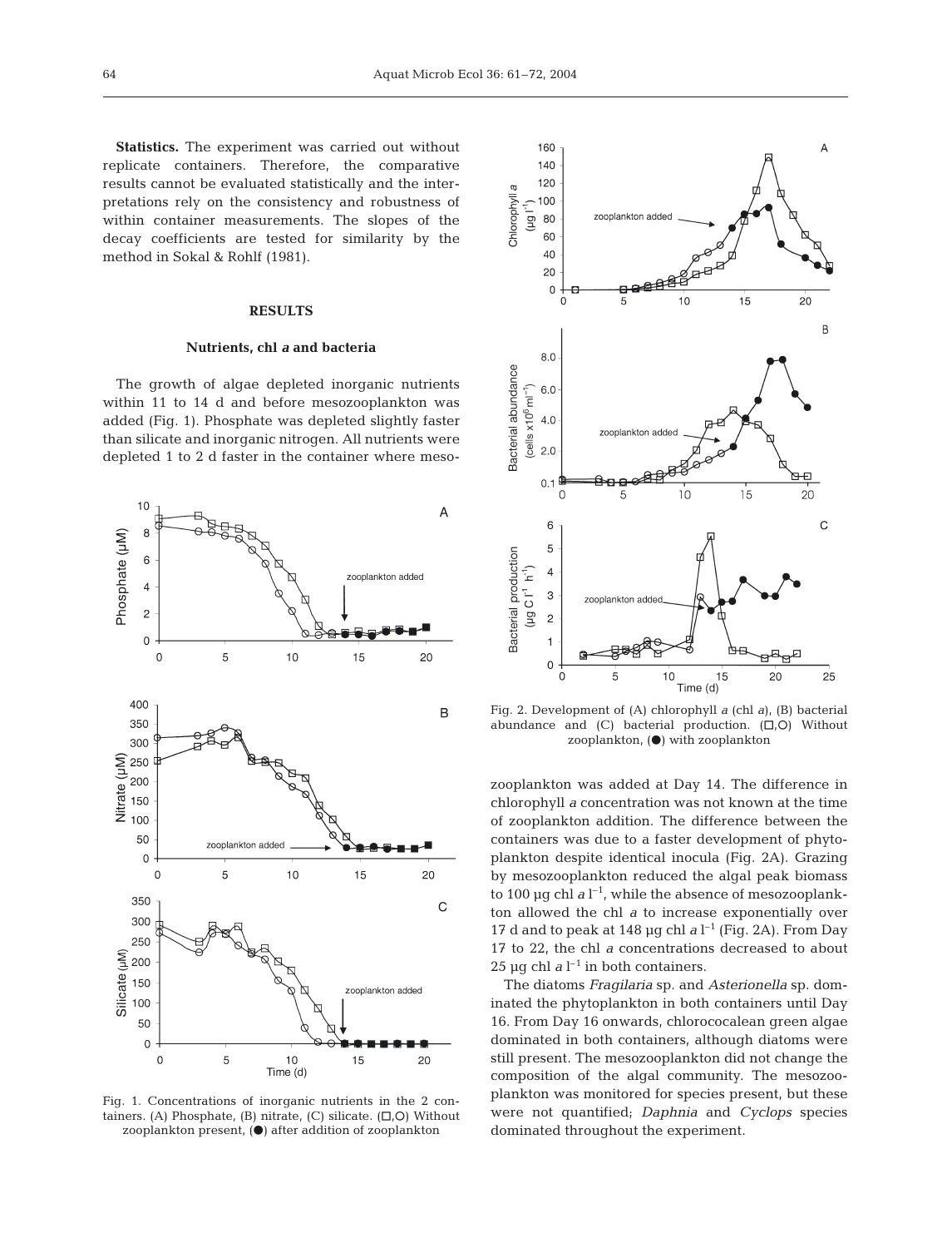**Statistics.** The experiment was carried out without replicate containers. Therefore, the comparative results cannot be evaluated statistically and the interpretations rely on the consistency and robustness of within container measurements. The slopes of the decay coefficients are tested for similarity by the method in Sokal & Rohlf (1981).

## RESULTS

### Nutrients, chl *a* and bacteria

The growth of algae depleted inorganic nutrients within 11 to 14 d and before mesozooplankton was added (Fig. 1). Phosphate was depleted slightly faster than silicate and inorganic nitrogen. All nutrients were depleted 1 to 2 d faster in the container where mesozooplankton was added at Day 14. The difference in chlorophyll *a* concentration was not known at the time of zooplankton addition. The difference between the containers was due to a faster development of phytoplankton despite identical inocula (Fig. 2A). Grazing by mesozooplankton reduced the algal peak biomass to 100 µg chl *a* $l^{-1}$, while the absence of mesozooplankton allowed the chl *a* to increase exponentially over 17 d and to peak at 148 µg chl *a* $l^{-1}$ (Fig. 2A). From Day 17 to 22, the chl *a* concentrations decreased to about 25 µg chl *a* $l^{-1}$ in both containers.

Fig. 1. Concentrations of inorganic nutrients in the 2 containers. (A) Phosphate, (B) nitrate, (C) silicate. (□,○) Without zooplankton present, (●) after addition of zooplankton

Fig. 2. Development of (A) chlorophyll *a* (chl *a*), (B) bacterial abundance and (C) bacterial production. (□,○) Without zooplankton, (●) with zooplankton

The diatoms *Fragilaria* sp. and *Asterionella* sp. dominated the phytoplankton in both containers until Day 16. From Day 16 onwards, chlorococalean green algae dominated in both containers, although diatoms were still present. The mesozooplankton did not change the composition of the algal community. The mesozooplankton was monitored for species present, but these were not quantified; *Daphnia* and *Cyclops* species dominated throughout the experiment.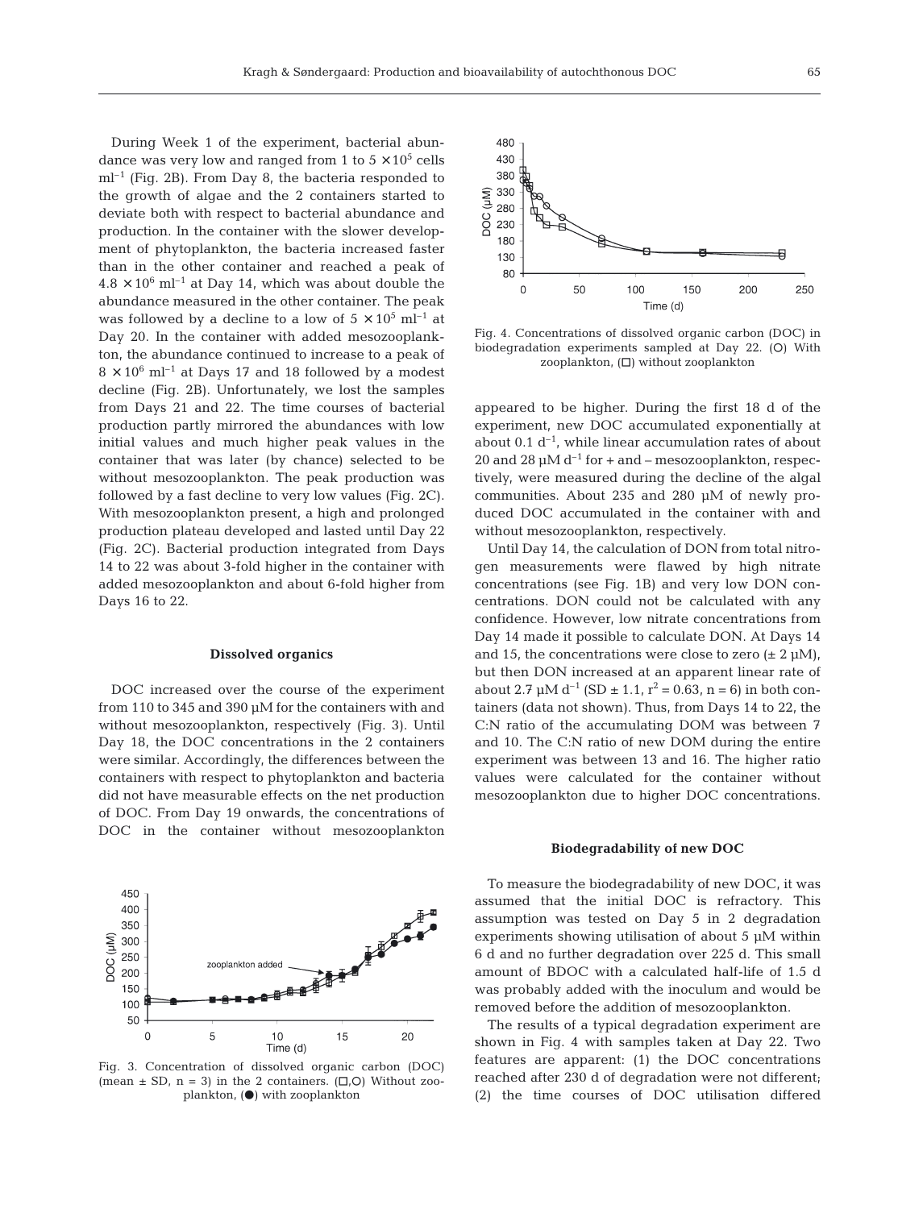During Week 1 of the experiment, bacterial abundance was very low and ranged from 1 to $5 \times 10^5$ cells $ml^{-1}$ (Fig. 2B). From Day 8, the bacteria responded to the growth of algae and the 2 containers started to deviate both with respect to bacterial abundance and production. In the container with the slower development of phytoplankton, the bacteria increased faster than in the other container and reached a peak of $4.8 \times 10^6$ $ml^{-1}$ at Day 14, which was about double the abundance measured in the other container. The peak was followed by a decline to a low of $5 \times 10^5$ $ml^{-1}$ at Day 20. In the container with added mesozooplankton, the abundance continued to increase to a peak of $8 \times 10^6$ $ml^{-1}$ at Days 17 and 18 followed by a modest decline (Fig. 2B). Unfortunately, we lost the samples from Days 21 and 22. The time courses of bacterial production partly mirrored the abundances with low initial values and much higher peak values in the container that was later (by chance) selected to be without mesozooplankton. The peak production was followed by a fast decline to very low values (Fig. 2C). With mesozooplankton present, a high and prolonged production plateau developed and lasted until Day 22 (Fig. 2C). Bacterial production integrated from Days 14 to 22 was about 3-fold higher in the container with added mesozooplankton and about 6-fold higher from Days 16 to 22.

### Dissolved organics

DOC increased over the course of the experiment from 110 to 345 and 390 µM for the containers with and without mesozooplankton, respectively (Fig. 3). Until Day 18, the DOC concentrations in the 2 containers were similar. Accordingly, the differences between the containers with respect to phytoplankton and bacteria did not have measurable effects on the net production of DOC. From Day 19 onwards, the concentrations of DOC in the container without mesozooplankton appeared to be higher. During the first 18 d of the experiment, new DOC accumulated exponentially at about 0.1 $d^{-1}$, while linear accumulation rates of about 20 and 28 µM $d^{-1}$ for + and – mesozooplankton, respectively, were measured during the decline of the algal communities. About 235 and 280 µM of newly produced DOC accumulated in the container with and without mesozooplankton, respectively.

Fig. 3. Concentration of dissolved organic carbon (DOC) (mean ± SD, n = 3) in the 2 containers. (□,○) Without zooplankton, (●) with zooplankton

Fig. 4. Concentrations of dissolved organic carbon (DOC) in biodegradation experiments sampled at Day 22. (○) With zooplankton, (□) without zooplankton

Until Day 14, the calculation of DON from total nitrogen measurements were flawed by high nitrate concentrations (see Fig. 1B) and very low DON concentrations. DON could not be calculated with any confidence. However, low nitrate concentrations from Day 14 made it possible to calculate DON. At Days 14 and 15, the concentrations were close to zero (± 2 µM), but then DON increased at an apparent linear rate of about 2.7 µM $d^{-1}$ (SD ± 1.1, $r^2 = 0.63$, n = 6) in both containers (data not shown). Thus, from Days 14 to 22, the C:N ratio of the accumulating DOM was between 7 and 10. The C:N ratio of new DOM during the entire experiment was between 13 and 16. The higher ratio values were calculated for the container without mesozooplankton due to higher DOC concentrations.

### Biodegradability of new DOC

To measure the biodegradability of new DOC, it was assumed that the initial DOC is refractory. This assumption was tested on Day 5 in 2 degradation experiments showing utilisation of about 5 µM within 6 d and no further degradation over 225 d. This small amount of BDOC with a calculated half-life of 1.5 d was probably added with the inoculum and would be removed before the addition of mesozooplankton.

The results of a typical degradation experiment are shown in Fig. 4 with samples taken at Day 22. Two features are apparent: (1) the DOC concentrations reached after 230 d of degradation were not different; (2) the time courses of DOC utilisation differed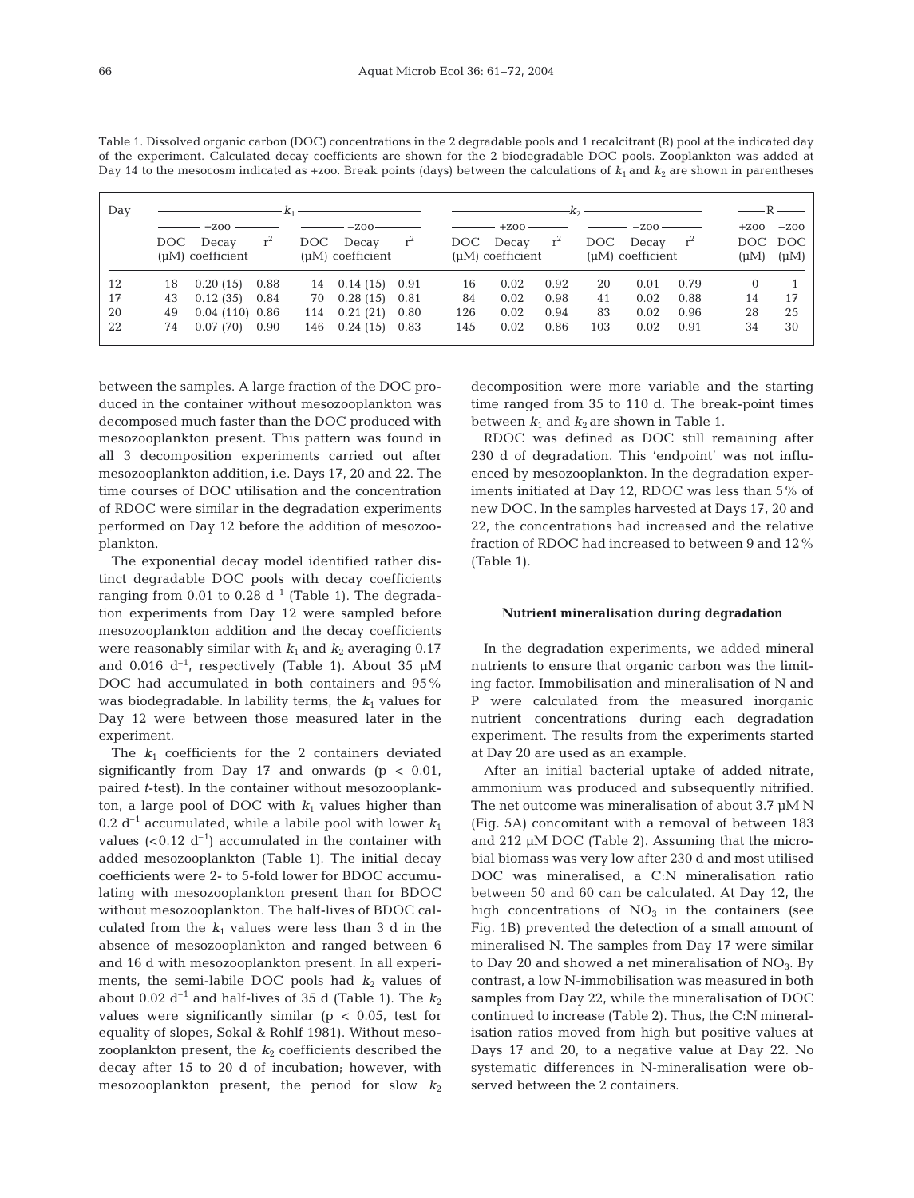Table 1. Dissolved organic carbon (DOC) concentrations in the 2 degradable pools and 1 recalcitrant (R) pool at the indicated day of the experiment. Calculated decay coefficients are shown for the 2 biodegradable DOC pools. Zooplankton was added at Day 14 to the mesocosm indicated as +zoo. Break points (days) between the calculations of $k_1$ and $k_2$ are shown in parentheses

| Day | $k_1$ | | | | | | $k_2$ | | | | | | R | |
|---|---|---|---|---|---|---|---|---|---|---|---|---|---|---|
| | +zoo | | | −zoo | | | +zoo | | | −zoo | | | +zoo | −zoo |
| | DOC (µM) | Decay coefficient | $r^2$ | DOC (µM) | Decay coefficient | $r^2$ | DOC (µM) | Decay coefficient | $r^2$ | DOC (µM) | Decay coefficient | $r^2$ | DOC (µM) | DOC (µM) |
| 12 | 18 | 0.20 (15) | 0.88 | 14 | 0.14 (15) | 0.91 | 16 | 0.02 | 0.92 | 20 | 0.01 | 0.79 | 0 | 1 |
| 17 | 43 | 0.12 (35) | 0.84 | 70 | 0.28 (15) | 0.81 | 84 | 0.02 | 0.98 | 41 | 0.02 | 0.88 | 14 | 17 |
| 20 | 49 | 0.04 (110) | 0.86 | 114 | 0.21 (21) | 0.80 | 126 | 0.02 | 0.94 | 83 | 0.02 | 0.96 | 28 | 25 |
| 22 | 74 | 0.07 (70) | 0.90 | 146 | 0.24 (15) | 0.83 | 145 | 0.02 | 0.86 | 103 | 0.02 | 0.91 | 34 | 30 |

between the samples. A large fraction of the DOC produced in the container without mesozooplankton was decomposed much faster than the DOC produced with mesozooplankton present. This pattern was found in all 3 decomposition experiments carried out after mesozooplankton addition, i.e. Days 17, 20 and 22. The time courses of DOC utilisation and the concentration of RDOC were similar in the degradation experiments performed on Day 12 before the addition of mesozooplankton.

The exponential decay model identified rather distinct degradable DOC pools with decay coefficients ranging from 0.01 to 0.28 $d^{-1}$ (Table 1). The degradation experiments from Day 12 were sampled before mesozooplankton addition and the decay coefficients were reasonably similar with $k_1$ and $k_2$ averaging 0.17 and 0.016 $d^{-1}$, respectively (Table 1). About 35 µM DOC had accumulated in both containers and 95% was biodegradable. In lability terms, the $k_1$ values for Day 12 were between those measured later in the experiment.

The $k_1$ coefficients for the 2 containers deviated significantly from Day 17 and onwards ($p < 0.01$, paired *t*-test). In the container without mesozooplankton, a large pool of DOC with $k_1$ values higher than 0.2 $d^{-1}$ accumulated, while a labile pool with lower $k_1$ values (<0.12 $d^{-1}$) accumulated in the container with added mesozooplankton (Table 1). The initial decay coefficients were 2- to 5-fold lower for BDOC accumulating with mesozooplankton present than for BDOC without mesozooplankton. The half-lives of BDOC calculated from the $k_1$ values were less than 3 d in the absence of mesozooplankton and ranged between 6 and 16 d with mesozooplankton present. In all experiments, the semi-labile DOC pools had $k_2$ values of about 0.02 $d^{-1}$ and half-lives of 35 d (Table 1). The $k_2$ values were significantly similar ($p < 0.05$, test for equality of slopes, Sokal & Rohlf 1981). Without mesozooplankton present, the $k_2$ coefficients described the decay after 15 to 20 d of incubation; however, with mesozooplankton present, the period for slow $k_2$ decomposition were more variable and the starting time ranged from 35 to 110 d. The break-point times between $k_1$ and $k_2$ are shown in Table 1.

RDOC was defined as DOC still remaining after 230 d of degradation. This 'endpoint' was not influenced by mesozooplankton. In the degradation experiments initiated at Day 12, RDOC was less than 5% of new DOC. In the samples harvested at Days 17, 20 and 22, the concentrations had increased and the relative fraction of RDOC had increased to between 9 and 12% (Table 1).

### Nutrient mineralisation during degradation

In the degradation experiments, we added mineral nutrients to ensure that organic carbon was the limiting factor. Immobilisation and mineralisation of N and P were calculated from the measured inorganic nutrient concentrations during each degradation experiment. The results from the experiments started at Day 20 are used as an example.

After an initial bacterial uptake of added nitrate, ammonium was produced and subsequently nitrified. The net outcome was mineralisation of about 3.7 µM N (Fig. 5A) concomitant with a removal of between 183 and 212 µM DOC (Table 2). Assuming that the microbial biomass was very low after 230 d and most utilised DOC was mineralised, a C:N mineralisation ratio between 50 and 60 can be calculated. At Day 12, the high concentrations of $NO_3$ in the containers (see Fig. 1B) prevented the detection of a small amount of mineralised N. The samples from Day 17 were similar to Day 20 and showed a net mineralisation of $NO_3$. By contrast, a low N-immobilisation was measured in both samples from Day 22, while the mineralisation of DOC continued to increase (Table 2). Thus, the C:N mineralisation ratios moved from high but positive values at Days 17 and 20, to a negative value at Day 22. No systematic differences in N-mineralisation were observed between the 2 containers.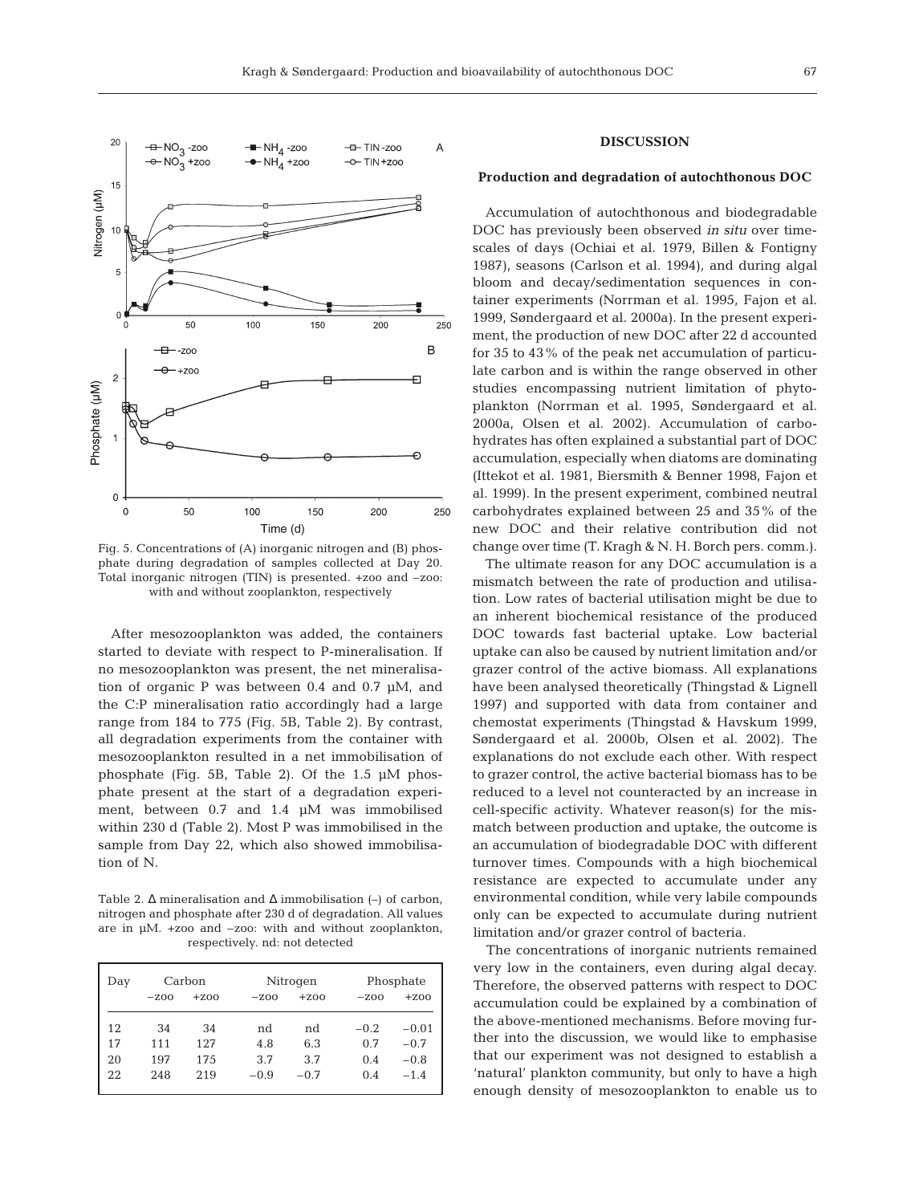Fig. 5. Concentrations of (A) inorganic nitrogen and (B) phosphate during degradation of samples collected at Day 20. Total inorganic nitrogen (TIN) is presented. +zoo and –zoo: with and without zooplankton, respectively

After mesozooplankton was added, the containers started to deviate with respect to P-mineralisation. If no mesozooplankton was present, the net mineralisation of organic P was between 0.4 and 0.7 µM, and the C:P mineralisation ratio accordingly had a large range from 184 to 775 (Fig. 5B, Table 2). By contrast, all degradation experiments from the container with mesozooplankton resulted in a net immobilisation of phosphate (Fig. 5B, Table 2). Of the 1.5 µM phosphate present at the start of a degradation experiment, between 0.7 and 1.4 µM was immobilised within 230 d (Table 2). Most P was immobilised in the sample from Day 22, which also showed immobilisation of N.

Table 2. Δ mineralisation and Δ immobilisation (–) of carbon, nitrogen and phosphate after 230 d of degradation. All values are in µM. +zoo and –zoo: with and without zooplankton, respectively. nd: not detected

| Day | Carbon | | Nitrogen | | Phosphate | |
|---|---|---|---|---|---|---|
| | –zoo | +zoo | –zoo | +zoo | –zoo | +zoo |
| 12 | 34 | 34 | nd | nd | –0.2 | –0.01 |
| 17 | 111 | 127 | 4.8 | 6.3 | 0.7 | –0.7 |
| 20 | 197 | 175 | 3.7 | 3.7 | 0.4 | –0.8 |
| 22 | 248 | 219 | –0.9 | –0.7 | 0.4 | –1.4 |

## DISCUSSION

### Production and degradation of autochthonous DOC

Accumulation of autochthonous and biodegradable DOC has previously been observed *in situ* over timescales of days (Ochiai et al. 1979, Billen & Fontigny 1987), seasons (Carlson et al. 1994), and during algal bloom and decay/sedimentation sequences in container experiments (Norrman et al. 1995, Fajon et al. 1999, Søndergaard et al. 2000a). In the present experiment, the production of new DOC after 22 d accounted for 35 to 43% of the peak net accumulation of particulate carbon and is within the range observed in other studies encompassing nutrient limitation of phytoplankton (Norrman et al. 1995, Søndergaard et al. 2000a, Olsen et al. 2002). Accumulation of carbohydrates has often explained a substantial part of DOC accumulation, especially when diatoms are dominating (Ittekot et al. 1981, Biersmith & Benner 1998, Fajon et al. 1999). In the present experiment, combined neutral carbohydrates explained between 25 and 35% of the new DOC and their relative contribution did not change over time (T. Kragh & N. H. Borch pers. comm.).

The ultimate reason for any DOC accumulation is a mismatch between the rate of production and utilisation. Low rates of bacterial utilisation might be due to an inherent biochemical resistance of the produced DOC towards fast bacterial uptake. Low bacterial uptake can also be caused by nutrient limitation and/or grazer control of the active biomass. All explanations have been analysed theoretically (Thingstad & Lignell 1997) and supported with data from container and chemostat experiments (Thingstad & Havskum 1999, Søndergaard et al. 2000b, Olsen et al. 2002). The explanations do not exclude each other. With respect to grazer control, the active bacterial biomass has to be reduced to a level not counteracted by an increase in cell-specific activity. Whatever reason(s) for the mismatch between production and uptake, the outcome is an accumulation of biodegradable DOC with different turnover times. Compounds with a high biochemical resistance are expected to accumulate under any environmental condition, while very labile compounds only can be expected to accumulate during nutrient limitation and/or grazer control of bacteria.

The concentrations of inorganic nutrients remained very low in the containers, even during algal decay. Therefore, the observed patterns with respect to DOC accumulation could be explained by a combination of the above-mentioned mechanisms. Before moving further into the discussion, we would like to emphasise that our experiment was not designed to establish a 'natural' plankton community, but only to have a high enough density of mesozooplankton to enable us to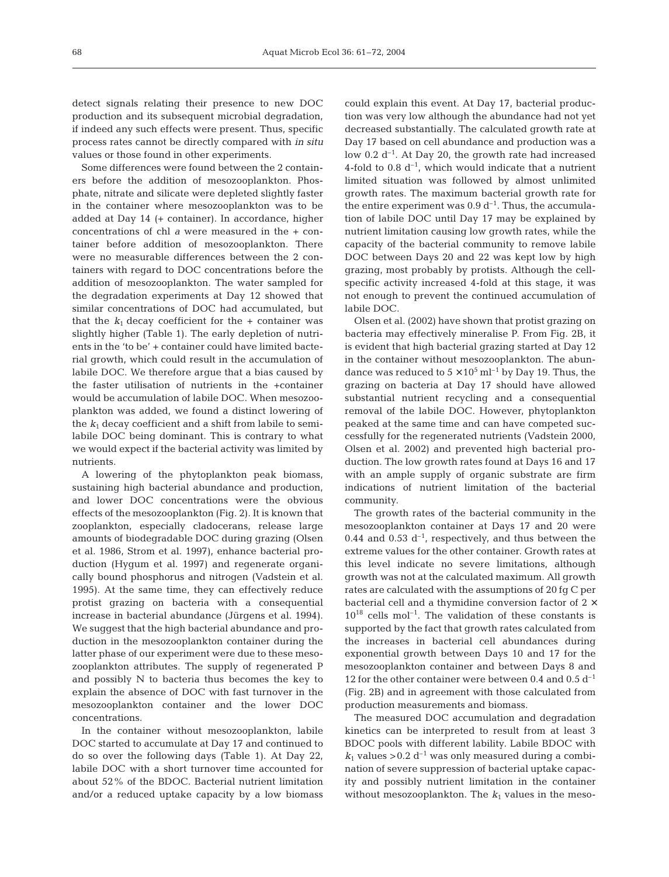detect signals relating their presence to new DOC production and its subsequent microbial degradation, if indeed any such effects were present. Thus, specific process rates cannot be directly compared with *in situ* values or those found in other experiments.

Some differences were found between the 2 containers before the addition of mesozooplankton. Phosphate, nitrate and silicate were depleted slightly faster in the container where mesozooplankton was to be added at Day 14 (+ container). In accordance, higher concentrations of chl *a* were measured in the + container before addition of mesozooplankton. There were no measurable differences between the 2 containers with regard to DOC concentrations before the addition of mesozooplankton. The water sampled for the degradation experiments at Day 12 showed that similar concentrations of DOC had accumulated, but that the $k_1$ decay coefficient for the + container was slightly higher (Table 1). The early depletion of nutrients in the 'to be' + container could have limited bacterial growth, which could result in the accumulation of labile DOC. We therefore argue that a bias caused by the faster utilisation of nutrients in the +container would be accumulation of labile DOC. When mesozooplankton was added, we found a distinct lowering of the $k_1$ decay coefficient and a shift from labile to semi-labile DOC being dominant. This is contrary to what we would expect if the bacterial activity was limited by nutrients.

A lowering of the phytoplankton peak biomass, sustaining high bacterial abundance and production, and lower DOC concentrations were the obvious effects of the mesozooplankton (Fig. 2). It is known that zooplankton, especially cladocerans, release large amounts of biodegradable DOC during grazing (Olsen et al. 1986, Strom et al. 1997), enhance bacterial production (Hygum et al. 1997) and regenerate organically bound phosphorus and nitrogen (Vadstein et al. 1995). At the same time, they can effectively reduce protist grazing on bacteria with a consequential increase in bacterial abundance (Jürgens et al. 1994). We suggest that the high bacterial abundance and production in the mesozooplankton container during the latter phase of our experiment were due to these mesozooplankton attributes. The supply of regenerated P and possibly N to bacteria thus becomes the key to explain the absence of DOC with fast turnover in the mesozooplankton container and the lower DOC concentrations.

In the container without mesozooplankton, labile DOC started to accumulate at Day 17 and continued to do so over the following days (Table 1). At Day 22, labile DOC with a short turnover time accounted for about 52% of the BDOC. Bacterial nutrient limitation and/or a reduced uptake capacity by a low biomass could explain this event. At Day 17, bacterial production was very low although the abundance had not yet decreased substantially. The calculated growth rate at Day 17 based on cell abundance and production was a low 0.2 $d^{-1}$. At Day 20, the growth rate had increased 4-fold to 0.8 $d^{-1}$, which would indicate that a nutrient limited situation was followed by almost unlimited growth rates. The maximum bacterial growth rate for the entire experiment was 0.9 $d^{-1}$. Thus, the accumulation of labile DOC until Day 17 may be explained by nutrient limitation causing low growth rates, while the capacity of the bacterial community to remove labile DOC between Days 20 and 22 was kept low by high grazing, most probably by protists. Although the cell-specific activity increased 4-fold at this stage, it was not enough to prevent the continued accumulation of labile DOC.

Olsen et al. (2002) have shown that protist grazing on bacteria may effectively mineralise P. From Fig. 2B, it is evident that high bacterial grazing started at Day 12 in the container without mesozooplankton. The abundance was reduced to $5 \times 10^5$ $ml^{-1}$ by Day 19. Thus, the grazing on bacteria at Day 17 should have allowed substantial nutrient recycling and a consequential removal of the labile DOC. However, phytoplankton peaked at the same time and can have competed successfully for the regenerated nutrients (Vadstein 2000, Olsen et al. 2002) and prevented high bacterial production. The low growth rates found at Days 16 and 17 with an ample supply of organic substrate are firm indications of nutrient limitation of the bacterial community.

The growth rates of the bacterial community in the mesozooplankton container at Days 17 and 20 were 0.44 and 0.53 $d^{-1}$, respectively, and thus between the extreme values for the other container. Growth rates at this level indicate no severe limitations, although growth was not at the calculated maximum. All growth rates are calculated with the assumptions of 20 fg C per bacterial cell and a thymidine conversion factor of $2 \times 10^{18}$ cells $mol^{-1}$. The validation of these constants is supported by the fact that growth rates calculated from the increases in bacterial cell abundances during exponential growth between Days 10 and 17 for the mesozooplankton container and between Days 8 and 12 for the other container were between 0.4 and 0.5 $d^{-1}$ (Fig. 2B) and in agreement with those calculated from production measurements and biomass.

The measured DOC accumulation and degradation kinetics can be interpreted to result from at least 3 BDOC pools with different lability. Labile BDOC with $k_1$ values >0.2 $d^{-1}$ was only measured during a combination of severe suppression of bacterial uptake capacity and possibly nutrient limitation in the container without mesozooplankton. The $k_1$ values in the meso-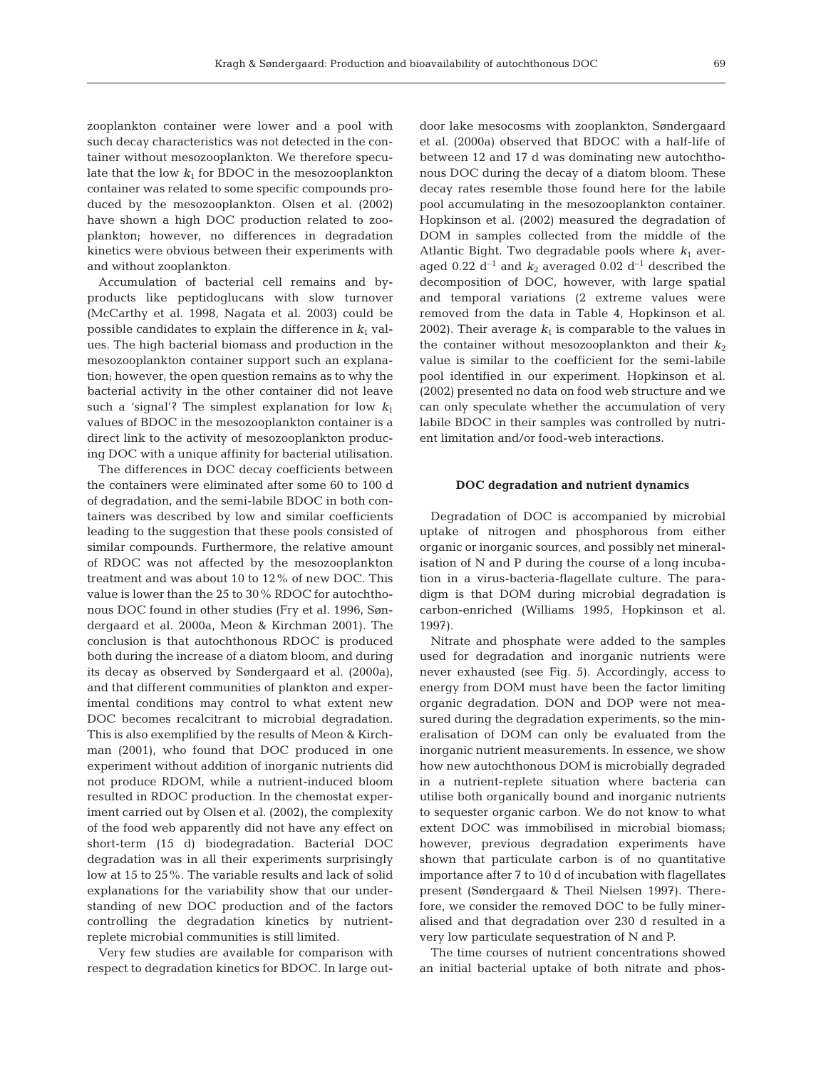zooplankton container were lower and a pool with such decay characteristics was not detected in the container without mesozooplankton. We therefore speculate that the low $k_1$ for BDOC in the mesozooplankton container was related to some specific compounds produced by the mesozooplankton. Olsen et al. (2002) have shown a high DOC production related to zooplankton; however, no differences in degradation kinetics were obvious between their experiments with and without zooplankton.

Accumulation of bacterial cell remains and byproducts like peptidoglucans with slow turnover (McCarthy et al. 1998, Nagata et al. 2003) could be possible candidates to explain the difference in $k_1$ values. The high bacterial biomass and production in the mesozooplankton container support such an explanation; however, the open question remains as to why the bacterial activity in the other container did not leave such a 'signal'? The simplest explanation for low $k_1$ values of BDOC in the mesozooplankton container is a direct link to the activity of mesozooplankton producing DOC with a unique affinity for bacterial utilisation.

The differences in DOC decay coefficients between the containers were eliminated after some 60 to 100 d of degradation, and the semi-labile BDOC in both containers was described by low and similar coefficients leading to the suggestion that these pools consisted of similar compounds. Furthermore, the relative amount of RDOC was not affected by the mesozooplankton treatment and was about 10 to 12% of new DOC. This value is lower than the 25 to 30% RDOC for autochthonous DOC found in other studies (Fry et al. 1996, Søndergaard et al. 2000a, Meon & Kirchman 2001). The conclusion is that autochthonous RDOC is produced both during the increase of a diatom bloom, and during its decay as observed by Søndergaard et al. (2000a), and that different communities of plankton and experimental conditions may control to what extent new DOC becomes recalcitrant to microbial degradation. This is also exemplified by the results of Meon & Kirchman (2001), who found that DOC produced in one experiment without addition of inorganic nutrients did not produce RDOM, while a nutrient-induced bloom resulted in RDOC production. In the chemostat experiment carried out by Olsen et al. (2002), the complexity of the food web apparently did not have any effect on short-term (15 d) biodegradation. Bacterial DOC degradation was in all their experiments surprisingly low at 15 to 25%. The variable results and lack of solid explanations for the variability show that our understanding of new DOC production and of the factors controlling the degradation kinetics by nutrient-replete microbial communities is still limited.

Very few studies are available for comparison with respect to degradation kinetics for BDOC. In large outdoor lake mesocosms with zooplankton, Søndergaard et al. (2000a) observed that BDOC with a half-life of between 12 and 17 d was dominating new autochthonous DOC during the decay of a diatom bloom. These decay rates resemble those found here for the labile pool accumulating in the mesozooplankton container. Hopkinson et al. (2002) measured the degradation of DOM in samples collected from the middle of the Atlantic Bight. Two degradable pools where $k_1$ averaged 0.22 $d^{-1}$ and $k_2$ averaged 0.02 $d^{-1}$ described the decomposition of DOC, however, with large spatial and temporal variations (2 extreme values were removed from the data in Table 4, Hopkinson et al. 2002). Their average $k_1$ is comparable to the values in the container without mesozooplankton and their $k_2$ value is similar to the coefficient for the semi-labile pool identified in our experiment. Hopkinson et al. (2002) presented no data on food web structure and we can only speculate whether the accumulation of very labile BDOC in their samples was controlled by nutrient limitation and/or food-web interactions.

### DOC degradation and nutrient dynamics

Degradation of DOC is accompanied by microbial uptake of nitrogen and phosphorous from either organic or inorganic sources, and possibly net mineralisation of N and P during the course of a long incubation in a virus-bacteria-flagellate culture. The paradigm is that DOM during microbial degradation is carbon-enriched (Williams 1995, Hopkinson et al. 1997).

Nitrate and phosphate were added to the samples used for degradation and inorganic nutrients were never exhausted (see Fig. 5). Accordingly, access to energy from DOM must have been the factor limiting organic degradation. DON and DOP were not measured during the degradation experiments, so the mineralisation of DOM can only be evaluated from the inorganic nutrient measurements. In essence, we show how new autochthonous DOM is microbially degraded in a nutrient-replete situation where bacteria can utilise both organically bound and inorganic nutrients to sequester organic carbon. We do not know to what extent DOC was immobilised in microbial biomass; however, previous degradation experiments have shown that particulate carbon is of no quantitative importance after 7 to 10 d of incubation with flagellates present (Søndergaard & Theil Nielsen 1997). Therefore, we consider the removed DOC to be fully mineralised and that degradation over 230 d resulted in a very low particulate sequestration of N and P.

The time courses of nutrient concentrations showed an initial bacterial uptake of both nitrate and phos-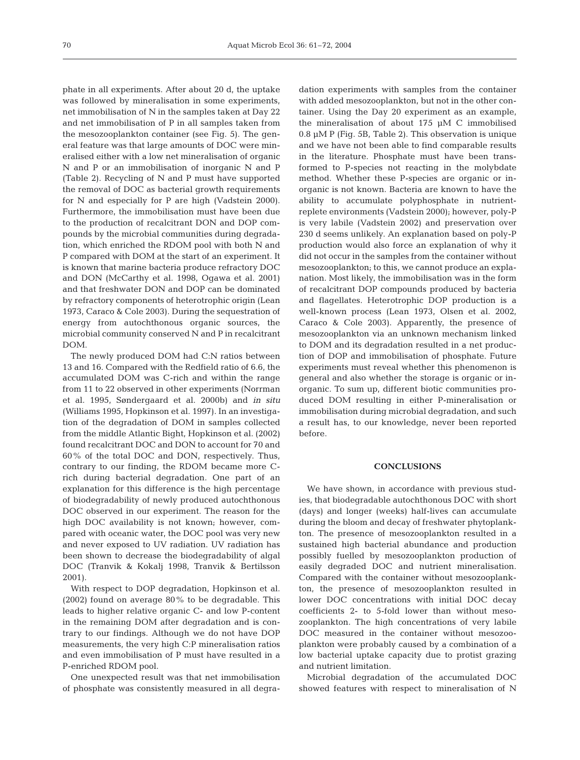phate in all experiments. After about 20 d, the uptake was followed by mineralisation in some experiments, net immobilisation of N in the samples taken at Day 22 and net immobilisation of P in all samples taken from the mesozooplankton container (see Fig. 5). The general feature was that large amounts of DOC were mineralised either with a low net mineralisation of organic N and P or an immobilisation of inorganic N and P (Table 2). Recycling of N and P must have supported the removal of DOC as bacterial growth requirements for N and especially for P are high (Vadstein 2000). Furthermore, the immobilisation must have been due to the production of recalcitrant DON and DOP compounds by the microbial communities during degradation, which enriched the RDOM pool with both N and P compared with DOM at the start of an experiment. It is known that marine bacteria produce refractory DOC and DON (McCarthy et al. 1998, Ogawa et al. 2001) and that freshwater DON and DOP can be dominated by refractory components of heterotrophic origin (Lean 1973, Caraco & Cole 2003). During the sequestration of energy from autochthonous organic sources, the microbial community conserved N and P in recalcitrant DOM.

The newly produced DOM had C:N ratios between 13 and 16. Compared with the Redfield ratio of 6.6, the accumulated DOM was C-rich and within the range from 11 to 22 observed in other experiments (Norrman et al. 1995, Søndergaard et al. 2000b) and *in situ* (Williams 1995, Hopkinson et al. 1997). In an investigation of the degradation of DOM in samples collected from the middle Atlantic Bight, Hopkinson et al. (2002) found recalcitrant DOC and DON to account for 70 and 60% of the total DOC and DON, respectively. Thus, contrary to our finding, the RDOM became more C-rich during bacterial degradation. One part of an explanation for this difference is the high percentage of biodegradability of newly produced autochthonous DOC observed in our experiment. The reason for the high DOC availability is not known; however, compared with oceanic water, the DOC pool was very new and never exposed to UV radiation. UV radiation has been shown to decrease the biodegradability of algal DOC (Tranvik & Kokalj 1998, Tranvik & Bertilsson 2001).

With respect to DOP degradation, Hopkinson et al. (2002) found on average 80% to be degradable. This leads to higher relative organic C- and low P-content in the remaining DOM after degradation and is contrary to our findings. Although we do not have DOP measurements, the very high C:P mineralisation ratios and even immobilisation of P must have resulted in a P-enriched RDOM pool.

One unexpected result was that net immobilisation of phosphate was consistently measured in all degradation experiments with samples from the container with added mesozooplankton, but not in the other container. Using the Day 20 experiment as an example, the mineralisation of about 175 µM C immobilised 0.8 µM P (Fig. 5B, Table 2). This observation is unique and we have not been able to find comparable results in the literature. Phosphate must have been transformed to P-species not reacting in the molybdate method. Whether these P-species are organic or inorganic is not known. Bacteria are known to have the ability to accumulate polyphosphate in nutrient-replete environments (Vadstein 2000); however, poly-P is very labile (Vadstein 2002) and preservation over 230 d seems unlikely. An explanation based on poly-P production would also force an explanation of why it did not occur in the samples from the container without mesozooplankton; to this, we cannot produce an explanation. Most likely, the immobilisation was in the form of recalcitrant DOP compounds produced by bacteria and flagellates. Heterotrophic DOP production is a well-known process (Lean 1973, Olsen et al. 2002, Caraco & Cole 2003). Apparently, the presence of mesozooplankton via an unknown mechanism linked to DOM and its degradation resulted in a net production of DOP and immobilisation of phosphate. Future experiments must reveal whether this phenomenon is general and also whether the storage is organic or inorganic. To sum up, different biotic communities produced DOM resulting in either P-mineralisation or immobilisation during microbial degradation, and such a result has, to our knowledge, never been reported before.

## CONCLUSIONS

We have shown, in accordance with previous studies, that biodegradable autochthonous DOC with short (days) and longer (weeks) half-lives can accumulate during the bloom and decay of freshwater phytoplankton. The presence of mesozooplankton resulted in a sustained high bacterial abundance and production possibly fuelled by mesozooplankton production of easily degraded DOC and nutrient mineralisation. Compared with the container without mesozooplankton, the presence of mesozooplankton resulted in lower DOC concentrations with initial DOC decay coefficients 2- to 5-fold lower than without mesozooplankton. The high concentrations of very labile DOC measured in the container without mesozooplankton were probably caused by a combination of a low bacterial uptake capacity due to protist grazing and nutrient limitation.

Microbial degradation of the accumulated DOC showed features with respect to mineralisation of N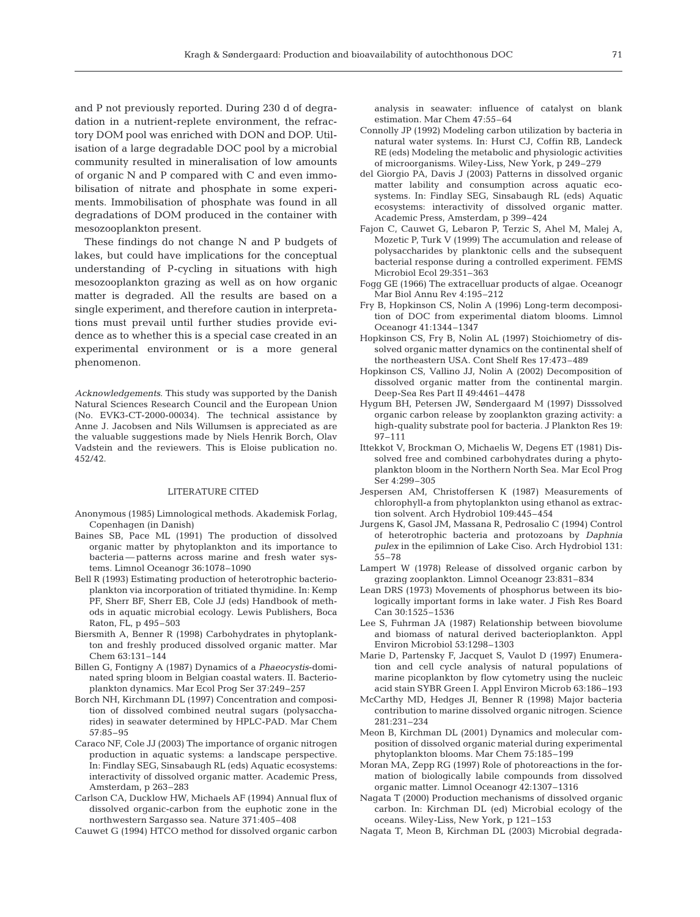and P not previously reported. During 230 d of degradation in a nutrient-replete environment, the refractory DOM pool was enriched with DON and DOP. Utilisation of a large degradable DOC pool by a microbial community resulted in mineralisation of low amounts of organic N and P compared with C and even immobilisation of nitrate and phosphate in some experiments. Immobilisation of phosphate was found in all degradations of DOM produced in the container with mesozooplankton present.

These findings do not change N and P budgets of lakes, but could have implications for the conceptual understanding of P-cycling in situations with high mesozooplankton grazing as well as on how organic matter is degraded. All the results are based on a single experiment, and therefore caution in interpretations must prevail until further studies provide evidence as to whether this is a special case created in an experimental environment or is a more general phenomenon.

*Acknowledgements.* This study was supported by the Danish Natural Sciences Research Council and the European Union (No. EVK3-CT-2000-00034). The technical assistance by Anne J. Jacobsen and Nils Willumsen is appreciated as are the valuable suggestions made by Niels Henrik Borch, Olav Vadstein and the reviewers. This is Eloise publication no. 452/42.

## LITERATURE CITED

- Anonymous (1985) Limnological methods. Akademisk Forlag, Copenhagen (in Danish)
- Baines SB, Pace ML (1991) The production of dissolved organic matter by phytoplankton and its importance to bacteria — patterns across marine and fresh water systems. Limnol Oceanogr 36:1078–1090
- Bell R (1993) Estimating production of heterotrophic bacterioplankton via incorporation of tritiated thymidine. In: Kemp PF, Sherr BF, Sherr EB, Cole JJ (eds) Handbook of methods in aquatic microbial ecology. Lewis Publishers, Boca Raton, FL, p 495–503
- Biersmith A, Benner R (1998) Carbohydrates in phytoplankton and freshly produced dissolved organic matter. Mar Chem 63:131–144
- Billen G, Fontigny A (1987) Dynamics of a *Phaeocystis*-dominated spring bloom in Belgian coastal waters. II. Bacterioplankton dynamics. Mar Ecol Prog Ser 37:249–257
- Borch NH, Kirchmann DL (1997) Concentration and composition of dissolved combined neutral sugars (polysaccharides) in seawater determined by HPLC-PAD. Mar Chem 57:85–95
- Caraco NF, Cole JJ (2003) The importance of organic nitrogen production in aquatic systems: a landscape perspective. In: Findlay SEG, Sinsabaugh RL (eds) Aquatic ecosystems: interactivity of dissolved organic matter. Academic Press, Amsterdam, p 263–283
- Carlson CA, Ducklow HW, Michaels AF (1994) Annual flux of dissolved organic-carbon from the euphotic zone in the northwestern Sargasso sea. Nature 371:405–408
- Cauwet G (1994) HTCO method for dissolved organic carbon analysis in seawater: influence of catalyst on blank estimation. Mar Chem 47:55–64
- Connolly JP (1992) Modeling carbon utilization by bacteria in natural water systems. In: Hurst CJ, Coffin RB, Landeck RE (eds) Modeling the metabolic and physiologic activities of microorganisms. Wiley-Liss, New York, p 249–279
- del Giorgio PA, Davis J (2003) Patterns in dissolved organic matter lability and consumption across aquatic ecosystems. In: Findlay SEG, Sinsabaugh RL (eds) Aquatic ecosystems: interactivity of dissolved organic matter. Academic Press, Amsterdam, p 399–424
- Fajon C, Cauwet G, Lebaron P, Terzic S, Ahel M, Malej A, Mozetic P, Turk V (1999) The accumulation and release of polysaccharides by planktonic cells and the subsequent bacterial response during a controlled experiment. FEMS Microbiol Ecol 29:351–363
- Fogg GE (1966) The extracelluar products of algae. Oceanogr Mar Biol Annu Rev 4:195–212
- Fry B, Hopkinson CS, Nolin A (1996) Long-term decomposition of DOC from experimental diatom blooms. Limnol Oceanogr 41:1344–1347
- Hopkinson CS, Fry B, Nolin AL (1997) Stoichiometry of dissolved organic matter dynamics on the continental shelf of the northeastern USA. Cont Shelf Res 17:473–489
- Hopkinson CS, Vallino JJ, Nolin A (2002) Decomposition of dissolved organic matter from the continental margin. Deep-Sea Res Part II 49:4461–4478
- Hygum BH, Petersen JW, Søndergaard M (1997) Disssolved organic carbon release by zooplankton grazing activity: a high-quality substrate pool for bacteria. J Plankton Res 19: 97–111
- Ittekkot V, Brockman O, Michaelis W, Degens ET (1981) Dissolved free and combined carbohydrates during a phytoplankton bloom in the Northern North Sea. Mar Ecol Prog Ser 4:299–305
- Jespersen AM, Christoffersen K (1987) Measurements of chlorophyll-a from phytoplankton using ethanol as extraction solvent. Arch Hydrobiol 109:445–454
- Jurgens K, Gasol JM, Massana R, Pedrosalio C (1994) Control of heterotrophic bacteria and protozoans by *Daphnia pulex* in the epilimnion of Lake Ciso. Arch Hydrobiol 131: 55–78
- Lampert W (1978) Release of dissolved organic carbon by grazing zooplankton. Limnol Oceanogr 23:831–834
- Lean DRS (1973) Movements of phosphorus between its biologically important forms in lake water. J Fish Res Board Can 30:1525–1536
- Lee S, Fuhrman JA (1987) Relationship between biovolume and biomass of natural derived bacterioplankton. Appl Environ Microbiol 53:1298–1303
- Marie D, Partensky F, Jacquet S, Vaulot D (1997) Enumeration and cell cycle analysis of natural populations of marine picoplankton by flow cytometry using the nucleic acid stain SYBR Green I. Appl Environ Microb 63:186–193
- McCarthy MD, Hedges JI, Benner R (1998) Major bacteria contribution to marine dissolved organic nitrogen. Science 281:231–234
- Meon B, Kirchman DL (2001) Dynamics and molecular composition of dissolved organic material during experimental phytoplankton blooms. Mar Chem 75:185–199
- Moran MA, Zepp RG (1997) Role of photoreactions in the formation of biologically labile compounds from dissolved organic matter. Limnol Oceanogr 42:1307–1316
- Nagata T (2000) Production mechanisms of dissolved organic carbon. In: Kirchman DL (ed) Microbial ecology of the oceans. Wiley-Liss, New York, p 121–153
- Nagata T, Meon B, Kirchman DL (2003) Microbial degrada-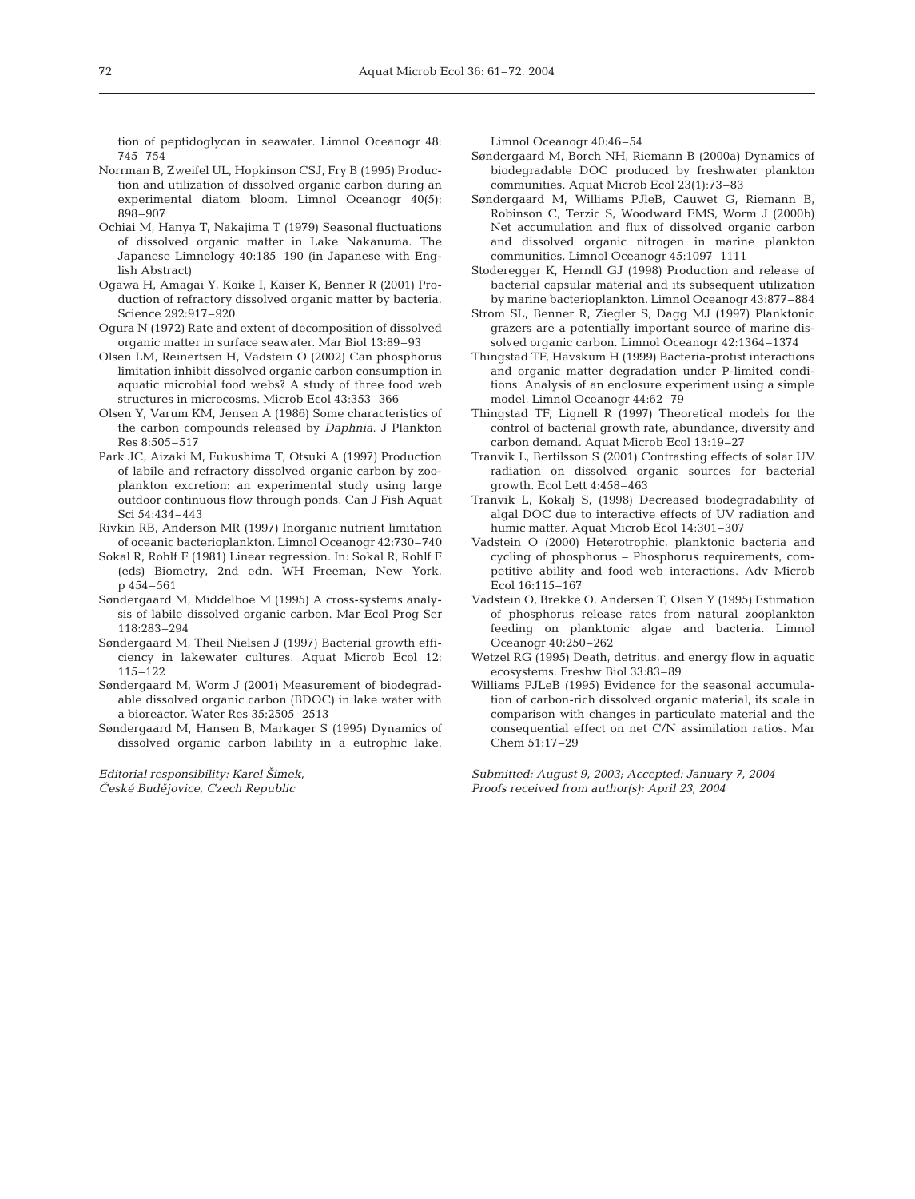tion of peptidoglycan in seawater. Limnol Oceanogr 48: 745–754

Norrman B, Zweifel UL, Hopkinson CSJ, Fry B (1995) Production and utilization of dissolved organic carbon during an experimental diatom bloom. Limnol Oceanogr 40(5): 898–907

Ochiai M, Hanya T, Nakajima T (1979) Seasonal fluctuations of dissolved organic matter in Lake Nakanuma. The Japanese Limnology 40:185–190 (in Japanese with English Abstract)

Ogawa H, Amagai Y, Koike I, Kaiser K, Benner R (2001) Production of refractory dissolved organic matter by bacteria. Science 292:917–920

Ogura N (1972) Rate and extent of decomposition of dissolved organic matter in surface seawater. Mar Biol 13:89–93

Olsen LM, Reinertsen H, Vadstein O (2002) Can phosphorus limitation inhibit dissolved organic carbon consumption in aquatic microbial food webs? A study of three food web structures in microcosms. Microb Ecol 43:353–366

Olsen Y, Varum KM, Jensen A (1986) Some characteristics of the carbon compounds released by *Daphnia*. J Plankton Res 8:505–517

Park JC, Aizaki M, Fukushima T, Otsuki A (1997) Production of labile and refractory dissolved organic carbon by zooplankton excretion: an experimental study using large outdoor continuous flow through ponds. Can J Fish Aquat Sci 54:434–443

Rivkin RB, Anderson MR (1997) Inorganic nutrient limitation of oceanic bacterioplankton. Limnol Oceanogr 42:730–740

Sokal R, Rohlf F (1981) Linear regression. In: Sokal R, Rohlf F (eds) Biometry, 2nd edn. WH Freeman, New York, p 454–561

Søndergaard M, Middelboe M (1995) A cross-systems analysis of labile dissolved organic carbon. Mar Ecol Prog Ser 118:283–294

Søndergaard M, Theil Nielsen J (1997) Bacterial growth efficiency in lakewater cultures. Aquat Microb Ecol 12: 115–122

Søndergaard M, Worm J (2001) Measurement of biodegradable dissolved organic carbon (BDOC) in lake water with a bioreactor. Water Res 35:2505–2513

Søndergaard M, Hansen B, Markager S (1995) Dynamics of dissolved organic carbon lability in a eutrophic lake. Limnol Oceanogr 40:46–54

Søndergaard M, Borch NH, Riemann B (2000a) Dynamics of biodegradable DOC produced by freshwater plankton communities. Aquat Microb Ecol 23(1):73–83

Søndergaard M, Williams PJleB, Cauwet G, Riemann B, Robinson C, Terzic S, Woodward EMS, Worm J (2000b) Net accumulation and flux of dissolved organic carbon and dissolved organic nitrogen in marine plankton communities. Limnol Oceanogr 45:1097–1111

Stoderegger K, Herndl GJ (1998) Production and release of bacterial capsular material and its subsequent utilization by marine bacterioplankton. Limnol Oceanogr 43:877–884

Strom SL, Benner R, Ziegler S, Dagg MJ (1997) Planktonic grazers are a potentially important source of marine dissolved organic carbon. Limnol Oceanogr 42:1364–1374

Thingstad TF, Havskum H (1999) Bacteria-protist interactions and organic matter degradation under P-limited conditions: Analysis of an enclosure experiment using a simple model. Limnol Oceanogr 44:62–79

Thingstad TF, Lignell R (1997) Theoretical models for the control of bacterial growth rate, abundance, diversity and carbon demand. Aquat Microb Ecol 13:19–27

Tranvik L, Bertilsson S (2001) Contrasting effects of solar UV radiation on dissolved organic sources for bacterial growth. Ecol Lett 4:458–463

Tranvik L, Kokalj S, (1998) Decreased biodegradability of algal DOC due to interactive effects of UV radiation and humic matter. Aquat Microb Ecol 14:301–307

Vadstein O (2000) Heterotrophic, planktonic bacteria and cycling of phosphorus – Phosphorus requirements, competitive ability and food web interactions. Adv Microb Ecol 16:115–167

Vadstein O, Brekke O, Andersen T, Olsen Y (1995) Estimation of phosphorus release rates from natural zooplankton feeding on planktonic algae and bacteria. Limnol Oceanogr 40:250–262

Wetzel RG (1995) Death, detritus, and energy flow in aquatic ecosystems. Freshw Biol 33:83–89

Williams PJLeB (1995) Evidence for the seasonal accumulation of carbon-rich dissolved organic material, its scale in comparison with changes in particulate material and the consequential effect on net C/N assimilation ratios. Mar Chem 51:17–29

*Editorial responsibility: Karel Šimek, České Budějovice, Czech Republic*

*Submitted: August 9, 2003; Accepted: January 7, 2004*
*Proofs received from author(s): April 23, 2004*